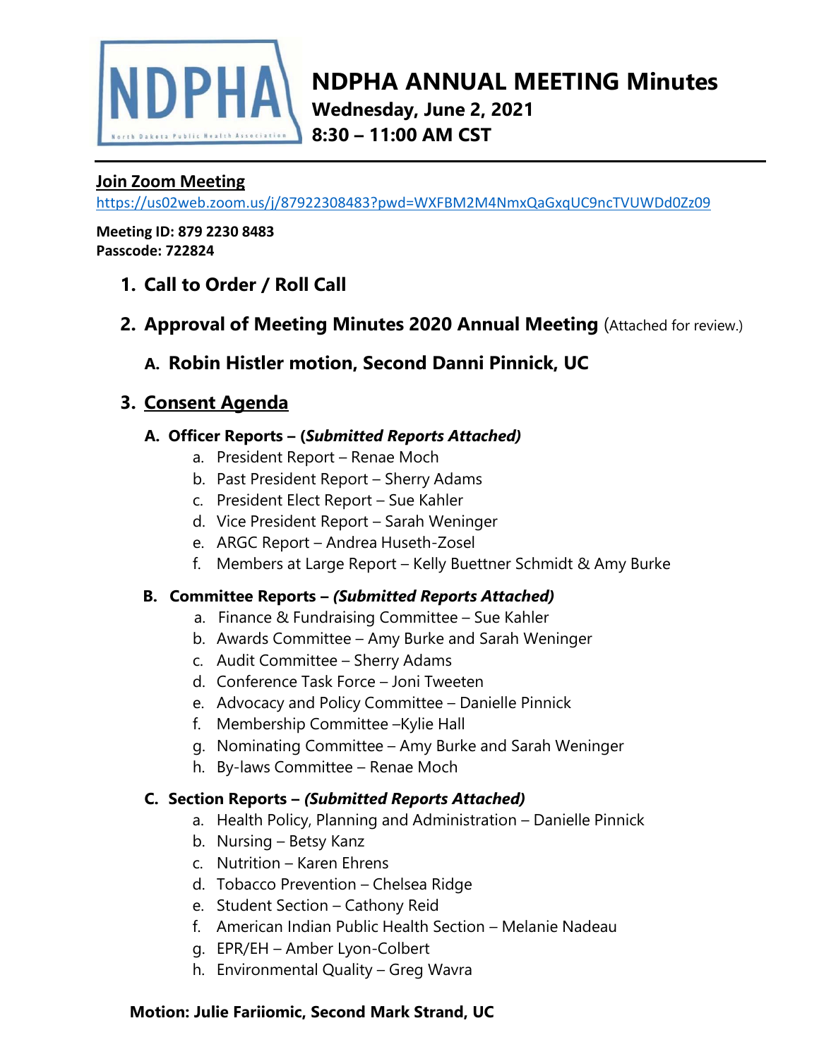# NDPHA ANNUAL MEETING Minutes

**Wednesday, June 2, 2021**

**8:30 – 11:00 AM CST**

**Join Zoom Meeting**

https://us02web.zoom.us/j/87922308483?pwd=WXFBM2M4NmxQaGxqUC9ncTVUWDd0Zz09

**Meeting ID: 879 2230 8483**
**Passcode: 722824**

1. **Call to Order / Roll Call**

2. **Approval of Meeting Minutes 2020 Annual Meeting** (Attached for review.)

   A. **Robin Histler motion, Second Danni Pinnick, UC**

3. **Consent Agenda**

   **A. Officer Reports – (*Submitted Reports Attached)***
   - a. President Report – Renae Moch
   - b. Past President Report – Sherry Adams
   - c. President Elect Report – Sue Kahler
   - d. Vice President Report – Sarah Weninger
   - e. ARGC Report – Andrea Huseth-Zosel
   - f. Members at Large Report – Kelly Buettner Schmidt & Amy Burke

   **B. Committee Reports – *(Submitted Reports Attached)***
   - a. Finance & Fundraising Committee – Sue Kahler
   - b. Awards Committee – Amy Burke and Sarah Weninger
   - c. Audit Committee – Sherry Adams
   - d. Conference Task Force – Joni Tweeten
   - e. Advocacy and Policy Committee – Danielle Pinnick
   - f. Membership Committee –Kylie Hall
   - g. Nominating Committee – Amy Burke and Sarah Weninger
   - h. By-laws Committee – Renae Moch

   **C. Section Reports – *(Submitted Reports Attached)***
   - a. Health Policy, Planning and Administration – Danielle Pinnick
   - b. Nursing – Betsy Kanz
   - c. Nutrition – Karen Ehrens
   - d. Tobacco Prevention – Chelsea Ridge
   - e. Student Section – Cathony Reid
   - f. American Indian Public Health Section – Melanie Nadeau
   - g. EPR/EH – Amber Lyon-Colbert
   - h. Environmental Quality – Greg Wavra

**Motion: Julie Fariiomic, Second Mark Strand, UC**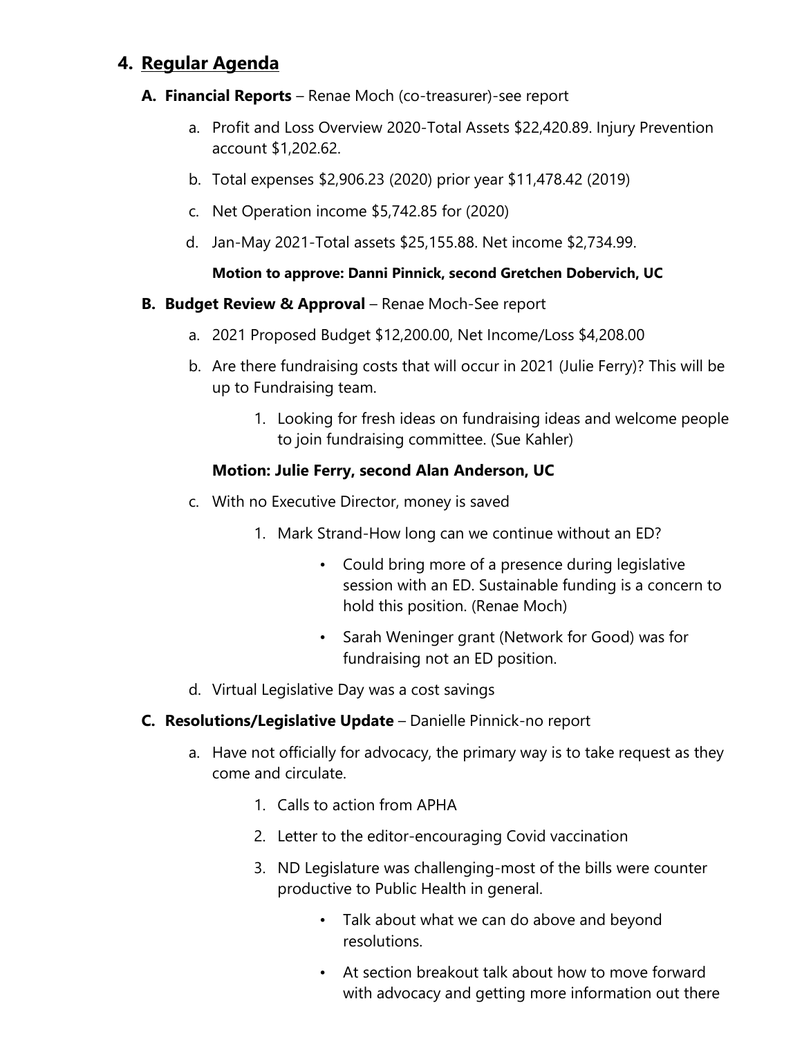## 4. Regular Agenda

**A. Financial Reports** – Renae Moch (co-treasurer)-see report

a. Profit and Loss Overview 2020-Total Assets $22,420.89. Injury Prevention account $1,202.62.

b. Total expenses $2,906.23 (2020) prior year $11,478.42 (2019)

c. Net Operation income $5,742.85 for (2020)

d. Jan-May 2021-Total assets $25,155.88. Net income $2,734.99.

**Motion to approve: Danni Pinnick, second Gretchen Dobervich, UC**

**B. Budget Review & Approval** – Renae Moch-See report

a. 2021 Proposed Budget $12,200.00, Net Income/Loss $4,208.00

b. Are there fundraising costs that will occur in 2021 (Julie Ferry)? This will be up to Fundraising team.

   1. Looking for fresh ideas on fundraising ideas and welcome people to join fundraising committee. (Sue Kahler)

**Motion: Julie Ferry, second Alan Anderson, UC**

c. With no Executive Director, money is saved

   1. Mark Strand-How long can we continue without an ED?

      - Could bring more of a presence during legislative session with an ED. Sustainable funding is a concern to hold this position. (Renae Moch)
      - Sarah Weninger grant (Network for Good) was for fundraising not an ED position.

d. Virtual Legislative Day was a cost savings

**C. Resolutions/Legislative Update** – Danielle Pinnick-no report

a. Have not officially for advocacy, the primary way is to take request as they come and circulate.

   1. Calls to action from APHA
   2. Letter to the editor-encouraging Covid vaccination
   3. ND Legislature was challenging-most of the bills were counter productive to Public Health in general.

      - Talk about what we can do above and beyond resolutions.
      - At section breakout talk about how to move forward with advocacy and getting more information out there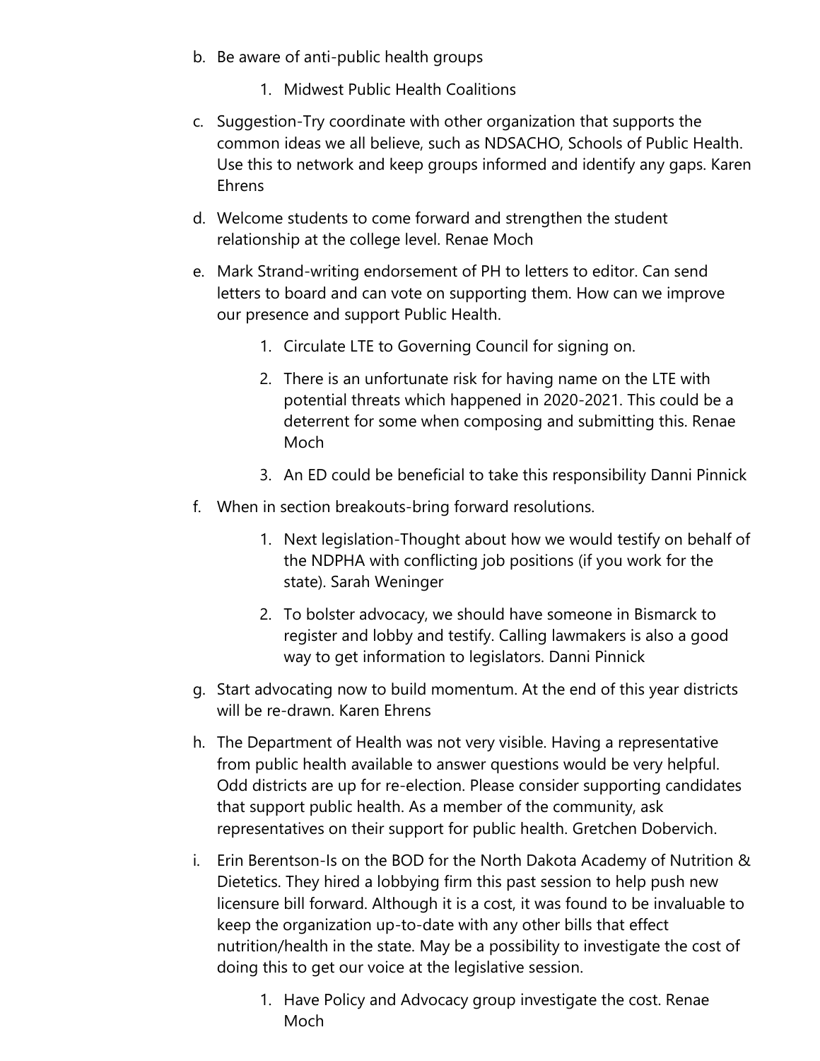b. Be aware of anti-public health groups

    1. Midwest Public Health Coalitions

c. Suggestion-Try coordinate with other organization that supports the common ideas we all believe, such as NDSACHO, Schools of Public Health. Use this to network and keep groups informed and identify any gaps. Karen Ehrens

d. Welcome students to come forward and strengthen the student relationship at the college level. Renae Moch

e. Mark Strand-writing endorsement of PH to letters to editor. Can send letters to board and can vote on supporting them. How can we improve our presence and support Public Health.

    1. Circulate LTE to Governing Council for signing on.

    2. There is an unfortunate risk for having name on the LTE with potential threats which happened in 2020-2021. This could be a deterrent for some when composing and submitting this. Renae Moch

    3. An ED could be beneficial to take this responsibility Danni Pinnick

f. When in section breakouts-bring forward resolutions.

    1. Next legislation-Thought about how we would testify on behalf of the NDPHA with conflicting job positions (if you work for the state). Sarah Weninger

    2. To bolster advocacy, we should have someone in Bismarck to register and lobby and testify. Calling lawmakers is also a good way to get information to legislators. Danni Pinnick

g. Start advocating now to build momentum. At the end of this year districts will be re-drawn. Karen Ehrens

h. The Department of Health was not very visible. Having a representative from public health available to answer questions would be very helpful. Odd districts are up for re-election. Please consider supporting candidates that support public health. As a member of the community, ask representatives on their support for public health. Gretchen Dobervich.

i. Erin Berentson-Is on the BOD for the North Dakota Academy of Nutrition & Dietetics. They hired a lobbying firm this past session to help push new licensure bill forward. Although it is a cost, it was found to be invaluable to keep the organization up-to-date with any other bills that effect nutrition/health in the state. May be a possibility to investigate the cost of doing this to get our voice at the legislative session.

    1. Have Policy and Advocacy group investigate the cost. Renae Moch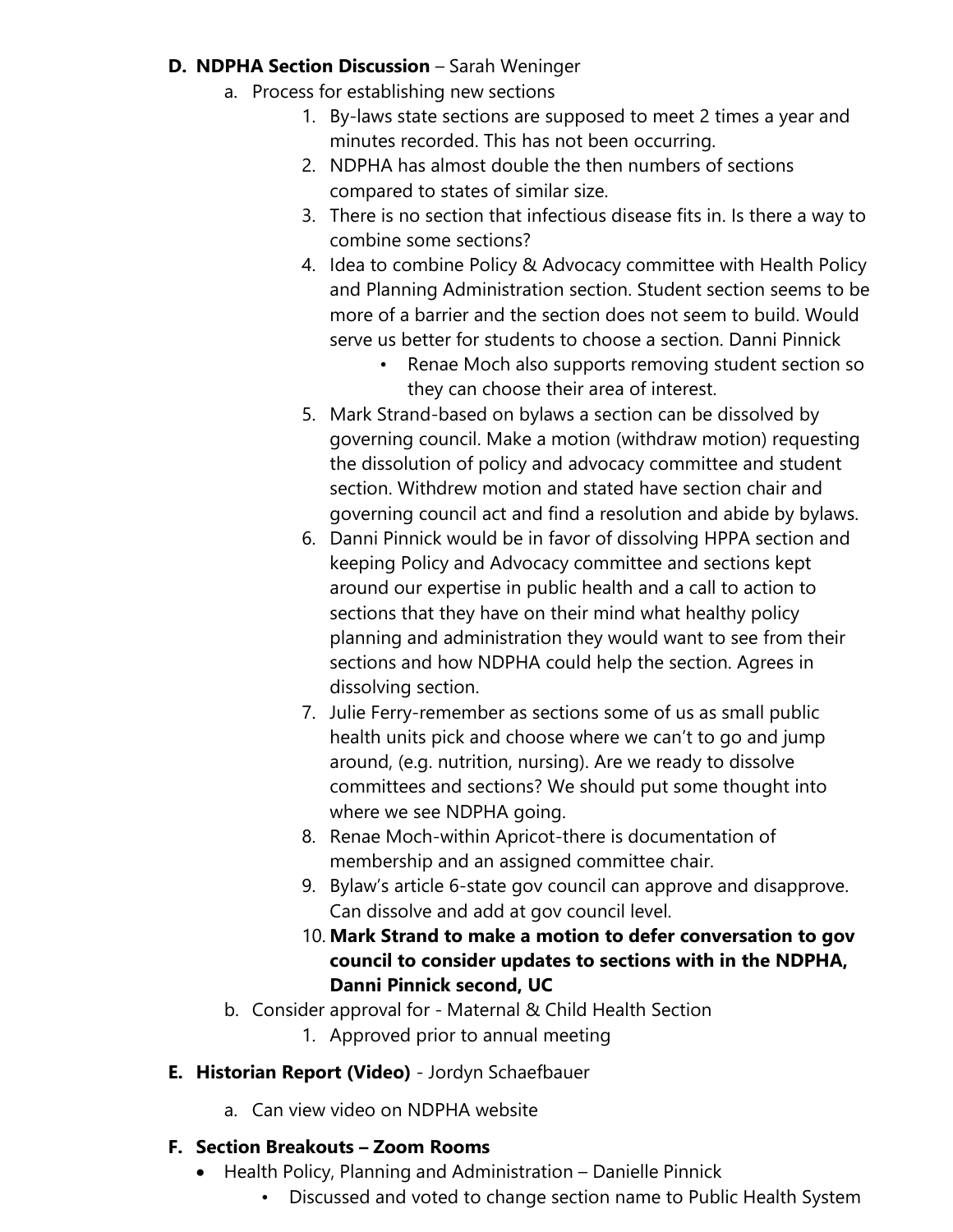**D. NDPHA Section Discussion** – Sarah Weninger

a. Process for establishing new sections

1. By-laws state sections are supposed to meet 2 times a year and minutes recorded. This has not been occurring.
2. NDPHA has almost double the then numbers of sections compared to states of similar size.
3. There is no section that infectious disease fits in. Is there a way to combine some sections?
4. Idea to combine Policy & Advocacy committee with Health Policy and Planning Administration section. Student section seems to be more of a barrier and the section does not seem to build. Would serve us better for students to choose a section. Danni Pinnick
   - Renae Moch also supports removing student section so they can choose their area of interest.
5. Mark Strand-based on bylaws a section can be dissolved by governing council. Make a motion (withdraw motion) requesting the dissolution of policy and advocacy committee and student section. Withdrew motion and stated have section chair and governing council act and find a resolution and abide by bylaws.
6. Danni Pinnick would be in favor of dissolving HPPA section and keeping Policy and Advocacy committee and sections kept around our expertise in public health and a call to action to sections that they have on their mind what healthy policy planning and administration they would want to see from their sections and how NDPHA could help the section. Agrees in dissolving section.
7. Julie Ferry-remember as sections some of us as small public health units pick and choose where we can't to go and jump around, (e.g. nutrition, nursing). Are we ready to dissolve committees and sections? We should put some thought into where we see NDPHA going.
8. Renae Moch-within Apricot-there is documentation of membership and an assigned committee chair.
9. Bylaw's article 6-state gov council can approve and disapprove. Can dissolve and add at gov council level.
10. **Mark Strand to make a motion to defer conversation to gov council to consider updates to sections with in the NDPHA, Danni Pinnick second, UC**

b. Consider approval for - Maternal & Child Health Section

1. Approved prior to annual meeting

**E. Historian Report (Video)** - Jordyn Schaefbauer

a. Can view video on NDPHA website

**F. Section Breakouts – Zoom Rooms**

- Health Policy, Planning and Administration – Danielle Pinnick
  - Discussed and voted to change section name to Public Health System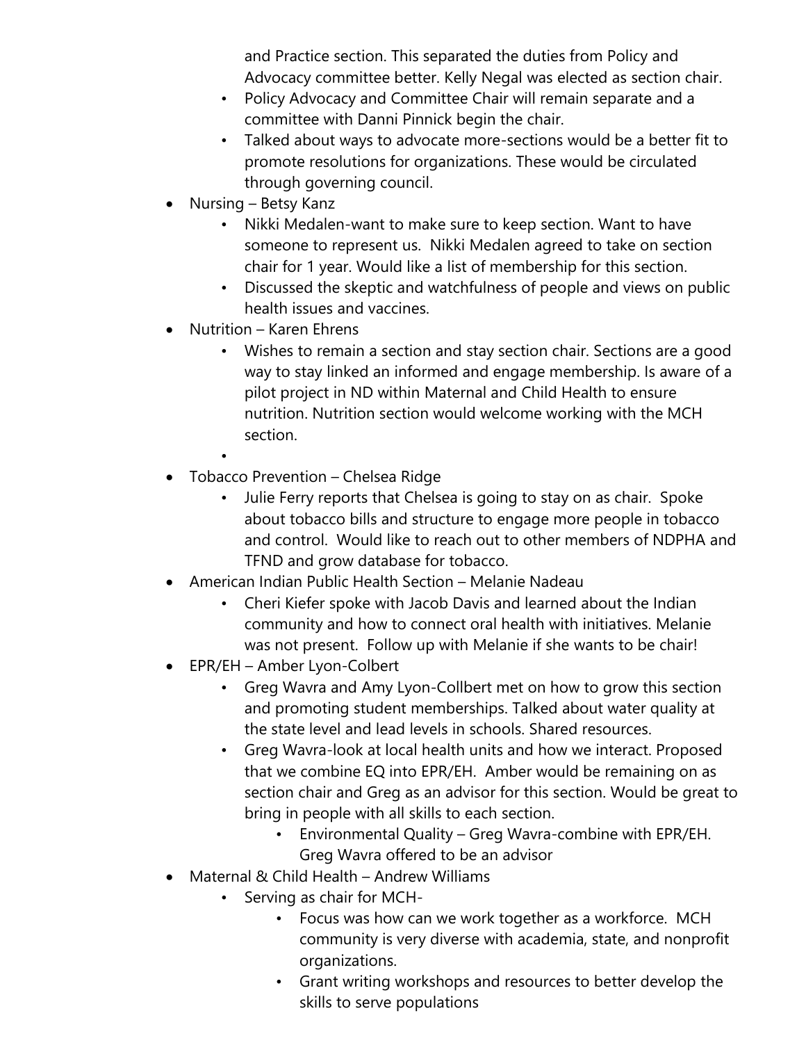and Practice section. This separated the duties from Policy and Advocacy committee better. Kelly Negal was elected as section chair.
  - Policy Advocacy and Committee Chair will remain separate and a committee with Danni Pinnick begin the chair.
  - Talked about ways to advocate more-sections would be a better fit to promote resolutions for organizations. These would be circulated through governing council.
- Nursing – Betsy Kanz
  - Nikki Medalen-want to make sure to keep section. Want to have someone to represent us. Nikki Medalen agreed to take on section chair for 1 year. Would like a list of membership for this section.
  - Discussed the skeptic and watchfulness of people and views on public health issues and vaccines.
- Nutrition – Karen Ehrens
  - Wishes to remain a section and stay section chair. Sections are a good way to stay linked an informed and engage membership. Is aware of a pilot project in ND within Maternal and Child Health to ensure nutrition. Nutrition section would welcome working with the MCH section.
  -
- Tobacco Prevention – Chelsea Ridge
  - Julie Ferry reports that Chelsea is going to stay on as chair. Spoke about tobacco bills and structure to engage more people in tobacco and control. Would like to reach out to other members of NDPHA and TFND and grow database for tobacco.
- American Indian Public Health Section – Melanie Nadeau
  - Cheri Kiefer spoke with Jacob Davis and learned about the Indian community and how to connect oral health with initiatives. Melanie was not present. Follow up with Melanie if she wants to be chair!
- EPR/EH – Amber Lyon-Colbert
  - Greg Wavra and Amy Lyon-Collbert met on how to grow this section and promoting student memberships. Talked about water quality at the state level and lead levels in schools. Shared resources.
  - Greg Wavra-look at local health units and how we interact. Proposed that we combine EQ into EPR/EH. Amber would be remaining on as section chair and Greg as an advisor for this section. Would be great to bring in people with all skills to each section.
    - Environmental Quality – Greg Wavra-combine with EPR/EH. Greg Wavra offered to be an advisor
- Maternal & Child Health – Andrew Williams
  - Serving as chair for MCH-
    - Focus was how can we work together as a workforce. MCH community is very diverse with academia, state, and nonprofit organizations.
    - Grant writing workshops and resources to better develop the skills to serve populations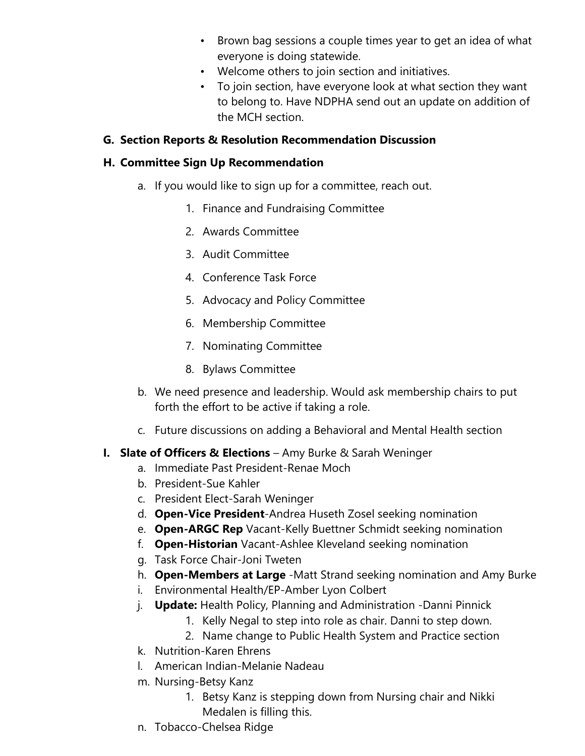- Brown bag sessions a couple times year to get an idea of what everyone is doing statewide.
- Welcome others to join section and initiatives.
- To join section, have everyone look at what section they want to belong to. Have NDPHA send out an update on addition of the MCH section.

**G. Section Reports & Resolution Recommendation Discussion**

**H. Committee Sign Up Recommendation**

a. If you would like to sign up for a committee, reach out.

1. Finance and Fundraising Committee
2. Awards Committee
3. Audit Committee
4. Conference Task Force
5. Advocacy and Policy Committee
6. Membership Committee
7. Nominating Committee
8. Bylaws Committee

b. We need presence and leadership. Would ask membership chairs to put forth the effort to be active if taking a role.

c. Future discussions on adding a Behavioral and Mental Health section

**I. Slate of Officers & Elections** – Amy Burke & Sarah Weninger

a. Immediate Past President-Renae Moch
b. President-Sue Kahler
c. President Elect-Sarah Weninger
d. **Open-Vice President**-Andrea Huseth Zosel seeking nomination
e. **Open-ARGC Rep** Vacant-Kelly Buettner Schmidt seeking nomination
f. **Open-Historian** Vacant-Ashlee Kleveland seeking nomination
g. Task Force Chair-Joni Tweten
h. **Open-Members at Large** -Matt Strand seeking nomination and Amy Burke
i. Environmental Health/EP-Amber Lyon Colbert
j. **Update:** Health Policy, Planning and Administration -Danni Pinnick
   1. Kelly Negal to step into role as chair. Danni to step down.
   2. Name change to Public Health System and Practice section
k. Nutrition-Karen Ehrens
l. American Indian-Melanie Nadeau
m. Nursing-Betsy Kanz
   1. Betsy Kanz is stepping down from Nursing chair and Nikki Medalen is filling this.
n. Tobacco-Chelsea Ridge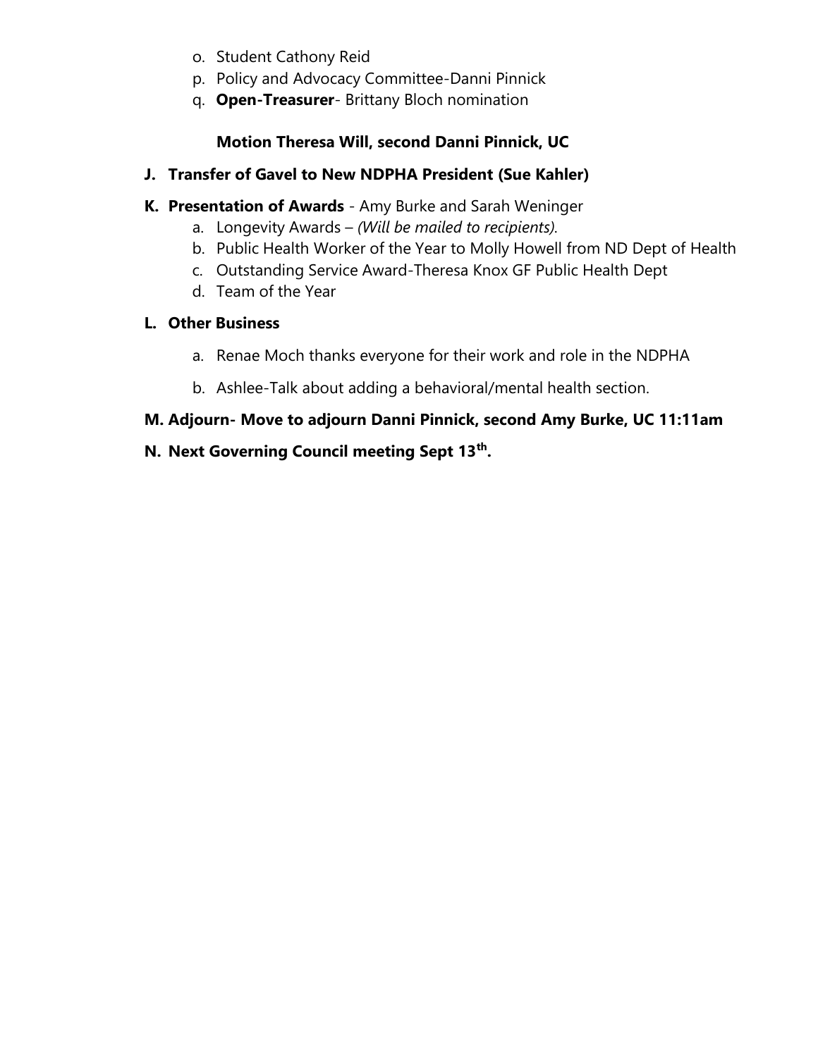o. Student Cathony Reid
p. Policy and Advocacy Committee-Danni Pinnick
q. **Open-Treasurer**- Brittany Bloch nomination

**Motion Theresa Will, second Danni Pinnick, UC**

**J. Transfer of Gavel to New NDPHA President (Sue Kahler)**

**K. Presentation of Awards** - Amy Burke and Sarah Weninger

a. Longevity Awards – *(Will be mailed to recipients).*
b. Public Health Worker of the Year to Molly Howell from ND Dept of Health
c. Outstanding Service Award-Theresa Knox GF Public Health Dept
d. Team of the Year

**L. Other Business**

a. Renae Moch thanks everyone for their work and role in the NDPHA

b. Ashlee-Talk about adding a behavioral/mental health section.

**M. Adjourn- Move to adjourn Danni Pinnick, second Amy Burke, UC 11:11am**

**N. Next Governing Council meeting Sept 13th.**